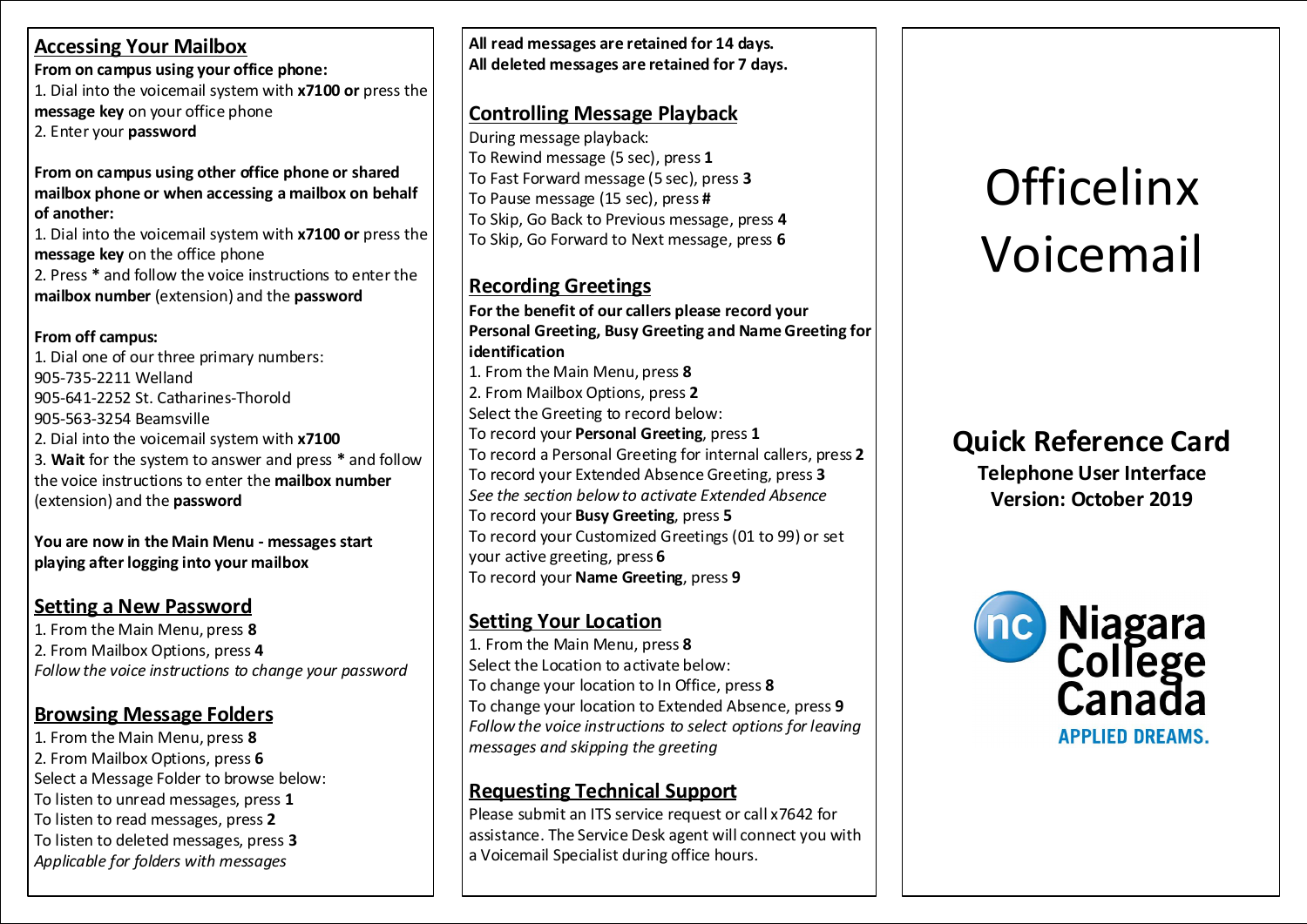## Accessing Your Mailbox

**From on campus using your office phone:**

1. Dial into the voicemail system with **x7100 or** press the **message key** on your office phone
2. Enter your **password**

**From on campus using other office phone or shared mailbox phone or when accessing a mailbox on behalf of another:**

1. Dial into the voicemail system with **x7100 or** press the **message key** on the office phone
2. Press * and follow the voice instructions to enter the **mailbox number** (extension) and the **password**

**From off campus:**

1. Dial one of our three primary numbers:
905-735-2211 Welland
905-641-2252 St. Catharines-Thorold
905-563-3254 Beamsville
2. Dial into the voicemail system with **x7100**
3. **Wait** for the system to answer and press * and follow the voice instructions to enter the **mailbox number** (extension) and the **password**

**You are now in the Main Menu - messages start playing after logging into your mailbox**

## Setting a New Password

1. From the Main Menu, press **8**
2. From Mailbox Options, press **4**

*Follow the voice instructions to change your password*

## Browsing Message Folders

1. From the Main Menu, press **8**
2. From Mailbox Options, press **6**

Select a Message Folder to browse below:
To listen to unread messages, press **1**
To listen to read messages, press **2**
To listen to deleted messages, press **3**
*Applicable for folders with messages*

**All read messages are retained for 14 days.**
**All deleted messages are retained for 7 days.**

## Controlling Message Playback

During message playback:
To Rewind message (5 sec), press **1**
To Fast Forward message (5 sec), press **3**
To Pause message (15 sec), press **#**
To Skip, Go Back to Previous message, press **4**
To Skip, Go Forward to Next message, press **6**

## Recording Greetings

**For the benefit of our callers please record your Personal Greeting, Busy Greeting and Name Greeting for identification**

1. From the Main Menu, press **8**
2. From Mailbox Options, press **2**

Select the Greeting to record below:
To record your **Personal Greeting**, press **1**
To record a Personal Greeting for internal callers, press **2**
To record your Extended Absence Greeting, press **3**
*See the section below to activate Extended Absence*
To record your **Busy Greeting**, press **5**
To record your Customized Greetings (01 to 99) or set your active greeting, press **6**
To record your **Name Greeting**, press **9**

## Setting Your Location

1. From the Main Menu, press **8**

Select the Location to activate below:
To change your location to In Office, press **8**
To change your location to Extended Absence, press **9**
*Follow the voice instructions to select options for leaving messages and skipping the greeting*

## Requesting Technical Support

Please submit an ITS service request or call x7642 for assistance. The Service Desk agent will connect you with a Voicemail Specialist during office hours.

# Officelinx Voicemail

## Quick Reference Card

**Telephone User Interface**
**Version: October 2019**

Niagara College Canada
APPLIED DREAMS.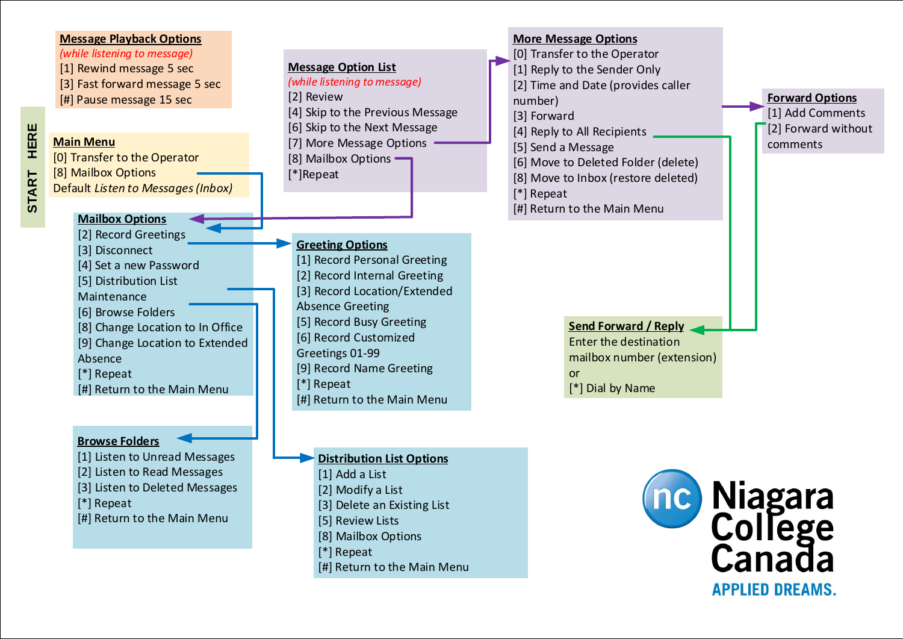START HERE

## Message Playback Options

*(while listening to message)*

[1] Rewind message 5 sec
[3] Fast forward message 5 sec
[#] Pause message 15 sec

## Main Menu

[0] Transfer to the Operator
[8] Mailbox Options
Default *Listen to Messages (Inbox)*

## Mailbox Options

[2] Record Greetings
[3] Disconnect
[4] Set a new Password
[5] Distribution List Maintenance
[6] Browse Folders
[8] Change Location to In Office
[9] Change Location to Extended Absence
[*] Repeat
[#] Return to the Main Menu

## Browse Folders

[1] Listen to Unread Messages
[2] Listen to Read Messages
[3] Listen to Deleted Messages
[*] Repeat
[#] Return to the Main Menu

## Message Option List

*(while listening to message)*

[2] Review
[4] Skip to the Previous Message
[6] Skip to the Next Message
[7] More Message Options
[8] Mailbox Options
[*]Repeat

## Greeting Options

[1] Record Personal Greeting
[2] Record Internal Greeting
[3] Record Location/Extended Absence Greeting
[5] Record Busy Greeting
[6] Record Customized Greetings 01-99
[9] Record Name Greeting
[*] Repeat
[#] Return to the Main Menu

## Distribution List Options

[1] Add a List
[2] Modify a List
[3] Delete an Existing List
[5] Review Lists
[8] Mailbox Options
[*] Repeat
[#] Return to the Main Menu

## More Message Options

[0] Transfer to the Operator
[1] Reply to the Sender Only
[2] Time and Date (provides caller number)
[3] Forward
[4] Reply to All Recipients
[5] Send a Message
[6] Move to Deleted Folder (delete)
[8] Move to Inbox (restore deleted)
[*] Repeat
[#] Return to the Main Menu

## Forward Options

[1] Add Comments
[2] Forward without comments

## Send Forward / Reply

Enter the destination mailbox number (extension)
or
[*] Dial by Name

Niagara College Canada
APPLIED DREAMS.